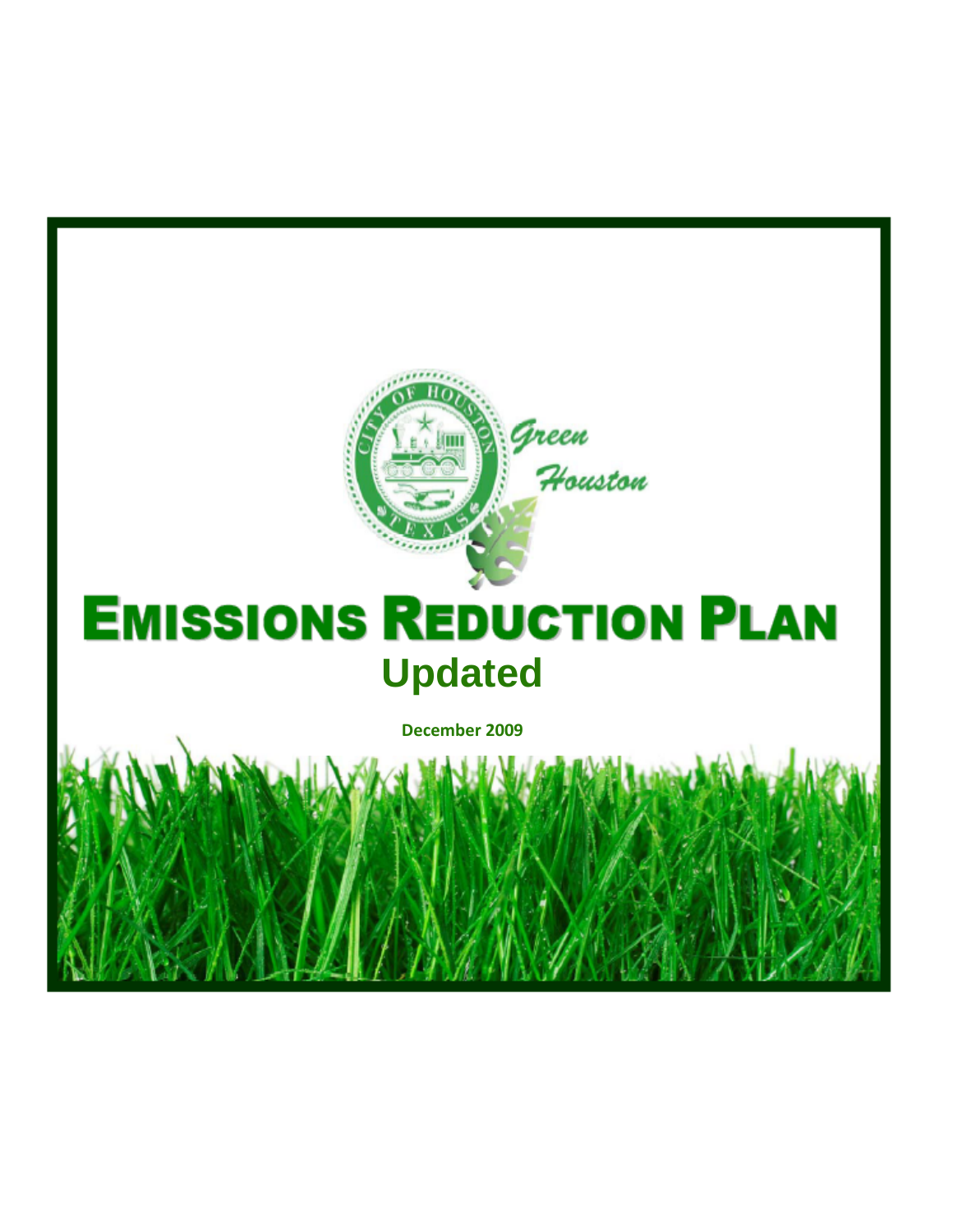Green Houston

# EMISSIONS REDUCTION PLAN

## Updated

**December 2009**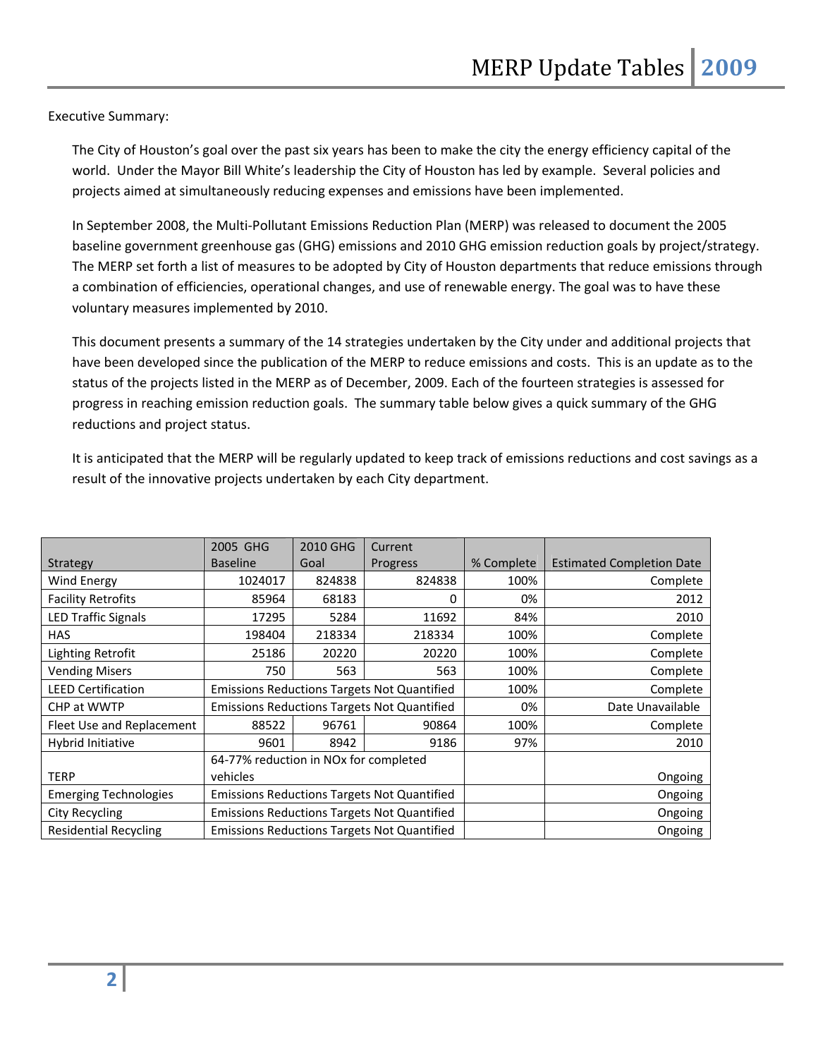Executive Summary:

The City of Houston's goal over the past six years has been to make the city the energy efficiency capital of the world. Under the Mayor Bill White's leadership the City of Houston has led by example. Several policies and projects aimed at simultaneously reducing expenses and emissions have been implemented.

In September 2008, the Multi-Pollutant Emissions Reduction Plan (MERP) was released to document the 2005 baseline government greenhouse gas (GHG) emissions and 2010 GHG emission reduction goals by project/strategy. The MERP set forth a list of measures to be adopted by City of Houston departments that reduce emissions through a combination of efficiencies, operational changes, and use of renewable energy. The goal was to have these voluntary measures implemented by 2010.

This document presents a summary of the 14 strategies undertaken by the City under and additional projects that have been developed since the publication of the MERP to reduce emissions and costs. This is an update as to the status of the projects listed in the MERP as of December, 2009. Each of the fourteen strategies is assessed for progress in reaching emission reduction goals. The summary table below gives a quick summary of the GHG reductions and project status.

It is anticipated that the MERP will be regularly updated to keep track of emissions reductions and cost savings as a result of the innovative projects undertaken by each City department.

| Strategy | 2005 GHG Baseline | 2010 GHG Goal | Current Progress | % Complete | Estimated Completion Date |
|---|---|---|---|---|---|
| Wind Energy | 1024017 | 824838 | 824838 | 100% | Complete |
| Facility Retrofits | 85964 | 68183 | 0 | 0% | 2012 |
| LED Traffic Signals | 17295 | 5284 | 11692 | 84% | 2010 |
| HAS | 198404 | 218334 | 218334 | 100% | Complete |
| Lighting Retrofit | 25186 | 20220 | 20220 | 100% | Complete |
| Vending Misers | 750 | 563 | 563 | 100% | Complete |
| LEED Certification | Emissions Reductions Targets Not Quantified | | | 100% | Complete |
| CHP at WWTP | Emissions Reductions Targets Not Quantified | | | 0% | Date Unavailable |
| Fleet Use and Replacement | 88522 | 96761 | 90864 | 100% | Complete |
| Hybrid Initiative | 9601 | 8942 | 9186 | 97% | 2010 |
| TERP | 64-77% reduction in NOx for completed vehicles | | | | Ongoing |
| Emerging Technologies | Emissions Reductions Targets Not Quantified | | | | Ongoing |
| City Recycling | Emissions Reductions Targets Not Quantified | | | | Ongoing |
| Residential Recycling | Emissions Reductions Targets Not Quantified | | | | Ongoing |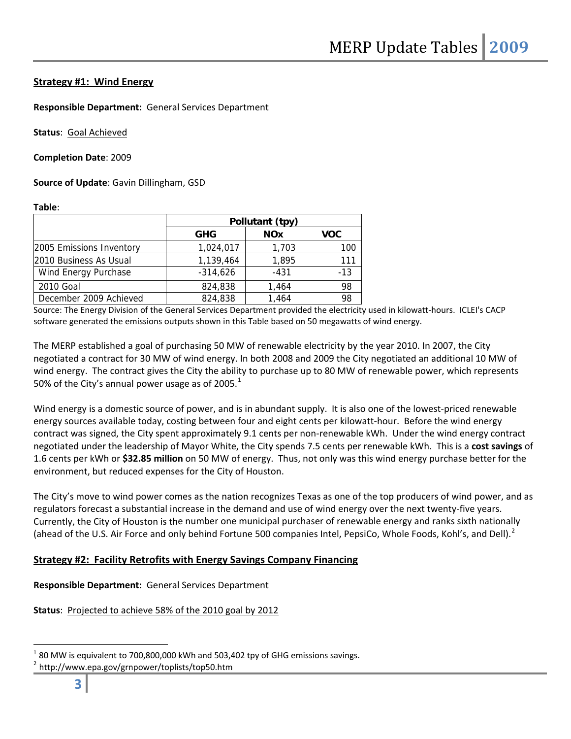## Strategy #1: Wind Energy

**Responsible Department:** General Services Department

**Status**: Goal Achieved

**Completion Date**: 2009

**Source of Update**: Gavin Dillingham, GSD

**Table**:

| | Pollutant (tpy) | | |
|---|---|---|---|
| | GHG | NOx | VOC |
| 2005 Emissions Inventory | 1,024,017 | 1,703 | 100 |
| 2010 Business As Usual | 1,139,464 | 1,895 | 111 |
| Wind Energy Purchase | -314,626 | -431 | -13 |
| 2010 Goal | 824,838 | 1,464 | 98 |
| December 2009 Achieved | 824,838 | 1,464 | 98 |

Source: The Energy Division of the General Services Department provided the electricity used in kilowatt-hours. ICLEI's CACP software generated the emissions outputs shown in this Table based on 50 megawatts of wind energy.

The MERP established a goal of purchasing 50 MW of renewable electricity by the year 2010. In 2007, the City negotiated a contract for 30 MW of wind energy. In both 2008 and 2009 the City negotiated an additional 10 MW of wind energy. The contract gives the City the ability to purchase up to 80 MW of renewable power, which represents 50% of the City's annual power usage as of 2005.[1]

Wind energy is a domestic source of power, and is in abundant supply. It is also one of the lowest-priced renewable energy sources available today, costing between four and eight cents per kilowatt-hour. Before the wind energy contract was signed, the City spent approximately 9.1 cents per non-renewable kWh. Under the wind energy contract negotiated under the leadership of Mayor White, the City spends 7.5 cents per renewable kWh. This is a **cost savings** of 1.6 cents per kWh or **$32.85 million** on 50 MW of energy. Thus, not only was this wind energy purchase better for the environment, but reduced expenses for the City of Houston.

The City's move to wind power comes as the nation recognizes Texas as one of the top producers of wind power, and as regulators forecast a substantial increase in the demand and use of wind energy over the next twenty-five years. Currently, the City of Houston is the number one municipal purchaser of renewable energy and ranks sixth nationally (ahead of the U.S. Air Force and only behind Fortune 500 companies Intel, PepsiCo, Whole Foods, Kohl's, and Dell).[2]

## Strategy #2: Facility Retrofits with Energy Savings Company Financing

**Responsible Department:** General Services Department

**Status**: Projected to achieve 58% of the 2010 goal by 2012

---

[1] 80 MW is equivalent to 700,800,000 kWh and 503,402 tpy of GHG emissions savings.

[2] http://www.epa.gov/grnpower/toplists/top50.htm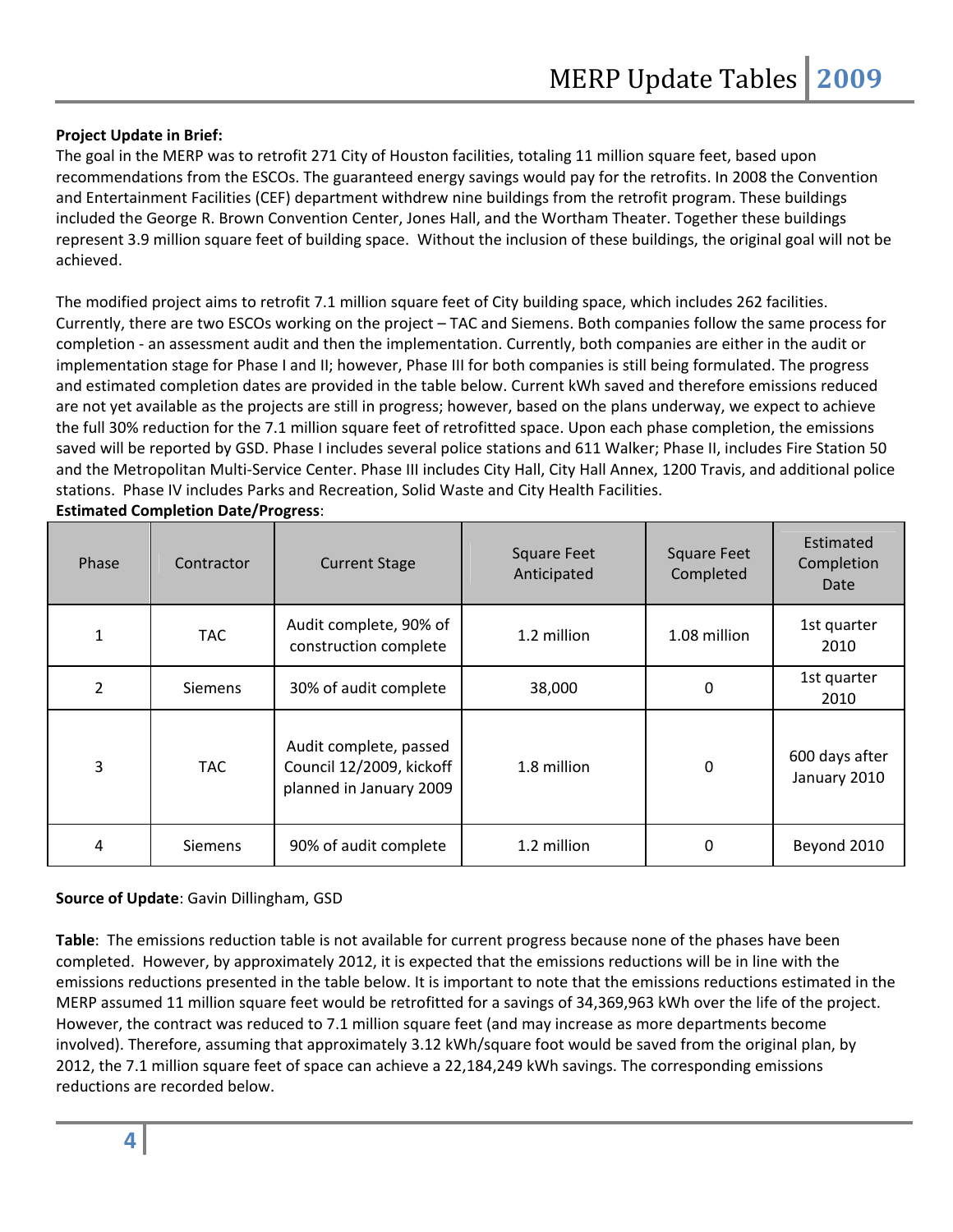**Project Update in Brief:**
The goal in the MERP was to retrofit 271 City of Houston facilities, totaling 11 million square feet, based upon recommendations from the ESCOs. The guaranteed energy savings would pay for the retrofits. In 2008 the Convention and Entertainment Facilities (CEF) department withdrew nine buildings from the retrofit program. These buildings included the George R. Brown Convention Center, Jones Hall, and the Wortham Theater. Together these buildings represent 3.9 million square feet of building space. Without the inclusion of these buildings, the original goal will not be achieved.

The modified project aims to retrofit 7.1 million square feet of City building space, which includes 262 facilities. Currently, there are two ESCOs working on the project – TAC and Siemens. Both companies follow the same process for completion - an assessment audit and then the implementation. Currently, both companies are either in the audit or implementation stage for Phase I and II; however, Phase III for both companies is still being formulated. The progress and estimated completion dates are provided in the table below. Current kWh saved and therefore emissions reduced are not yet available as the projects are still in progress; however, based on the plans underway, we expect to achieve the full 30% reduction for the 7.1 million square feet of retrofitted space. Upon each phase completion, the emissions saved will be reported by GSD. Phase I includes several police stations and 611 Walker; Phase II, includes Fire Station 50 and the Metropolitan Multi-Service Center. Phase III includes City Hall, City Hall Annex, 1200 Travis, and additional police stations. Phase IV includes Parks and Recreation, Solid Waste and City Health Facilities.

**Estimated Completion Date/Progress**:

| Phase | Contractor | Current Stage | Square Feet Anticipated | Square Feet Completed | Estimated Completion Date |
|---|---|---|---|---|---|
| 1 | TAC | Audit complete, 90% of construction complete | 1.2 million | 1.08 million | 1st quarter 2010 |
| 2 | Siemens | 30% of audit complete | 38,000 | 0 | 1st quarter 2010 |
| 3 | TAC | Audit complete, passed Council 12/2009, kickoff planned in January 2009 | 1.8 million | 0 | 600 days after January 2010 |
| 4 | Siemens | 90% of audit complete | 1.2 million | 0 | Beyond 2010 |

**Source of Update**: Gavin Dillingham, GSD

**Table**: The emissions reduction table is not available for current progress because none of the phases have been completed. However, by approximately 2012, it is expected that the emissions reductions will be in line with the emissions reductions presented in the table below. It is important to note that the emissions reductions estimated in the MERP assumed 11 million square feet would be retrofitted for a savings of 34,369,963 kWh over the life of the project. However, the contract was reduced to 7.1 million square feet (and may increase as more departments become involved). Therefore, assuming that approximately 3.12 kWh/square foot would be saved from the original plan, by 2012, the 7.1 million square feet of space can achieve a 22,184,249 kWh savings. The corresponding emissions reductions are recorded below.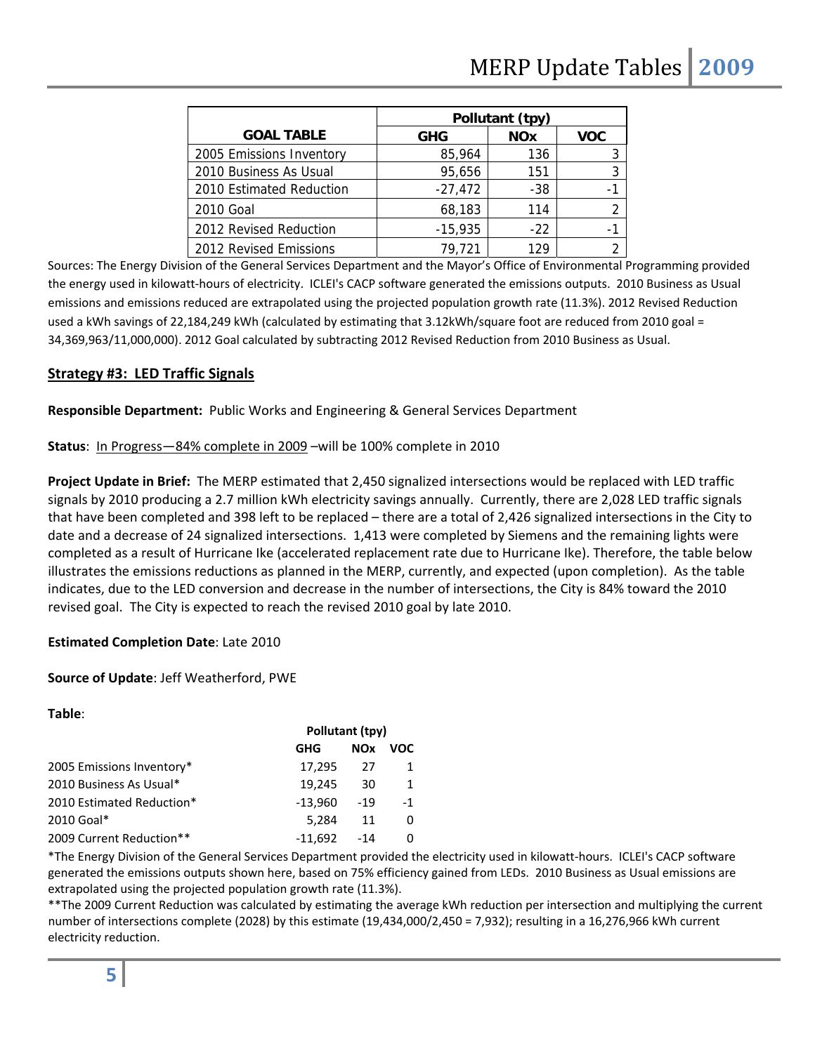| GOAL TABLE | Pollutant (tpy) | | |
|---|---|---|---|
| | GHG | NOx | VOC |
| 2005 Emissions Inventory | 85,964 | 136 | 3 |
| 2010 Business As Usual | 95,656 | 151 | 3 |
| 2010 Estimated Reduction | -27,472 | -38 | -1 |
| 2010 Goal | 68,183 | 114 | 2 |
| 2012 Revised Reduction | -15,935 | -22 | -1 |
| 2012 Revised Emissions | 79,721 | 129 | 2 |

Sources: The Energy Division of the General Services Department and the Mayor's Office of Environmental Programming provided the energy used in kilowatt-hours of electricity. ICLEI's CACP software generated the emissions outputs. 2010 Business as Usual emissions and emissions reduced are extrapolated using the projected population growth rate (11.3%). 2012 Revised Reduction used a kWh savings of 22,184,249 kWh (calculated by estimating that 3.12kWh/square foot are reduced from 2010 goal = 34,369,963/11,000,000). 2012 Goal calculated by subtracting 2012 Revised Reduction from 2010 Business as Usual.

## Strategy #3: LED Traffic Signals

**Responsible Department:** Public Works and Engineering & General Services Department

**Status**: In Progress—84% complete in 2009 –will be 100% complete in 2010

**Project Update in Brief:** The MERP estimated that 2,450 signalized intersections would be replaced with LED traffic signals by 2010 producing a 2.7 million kWh electricity savings annually. Currently, there are 2,028 LED traffic signals that have been completed and 398 left to be replaced – there are a total of 2,426 signalized intersections in the City to date and a decrease of 24 signalized intersections. 1,413 were completed by Siemens and the remaining lights were completed as a result of Hurricane Ike (accelerated replacement rate due to Hurricane Ike). Therefore, the table below illustrates the emissions reductions as planned in the MERP, currently, and expected (upon completion). As the table indicates, due to the LED conversion and decrease in the number of intersections, the City is 84% toward the 2010 revised goal. The City is expected to reach the revised 2010 goal by late 2010.

**Estimated Completion Date**: Late 2010

**Source of Update**: Jeff Weatherford, PWE

**Table**:

| | Pollutant (tpy) | | |
|---|---|---|---|
| | GHG | NOx | VOC |
| 2005 Emissions Inventory* | 17,295 | 27 | 1 |
| 2010 Business As Usual* | 19,245 | 30 | 1 |
| 2010 Estimated Reduction* | -13,960 | -19 | -1 |
| 2010 Goal* | 5,284 | 11 | 0 |
| 2009 Current Reduction** | -11,692 | -14 | 0 |

*The Energy Division of the General Services Department provided the electricity used in kilowatt-hours. ICLEI's CACP software generated the emissions outputs shown here, based on 75% efficiency gained from LEDs. 2010 Business as Usual emissions are extrapolated using the projected population growth rate (11.3%).

**The 2009 Current Reduction was calculated by estimating the average kWh reduction per intersection and multiplying the current number of intersections complete (2028) by this estimate (19,434,000/2,450 = 7,932); resulting in a 16,276,966 kWh current electricity reduction.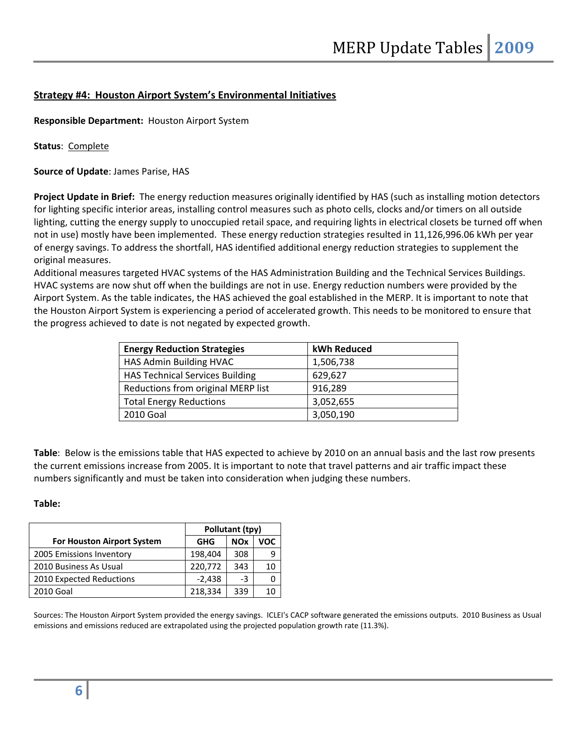## Strategy #4: Houston Airport System's Environmental Initiatives

**Responsible Department:** Houston Airport System

**Status**: Complete

**Source of Update**: James Parise, HAS

**Project Update in Brief:** The energy reduction measures originally identified by HAS (such as installing motion detectors for lighting specific interior areas, installing control measures such as photo cells, clocks and/or timers on all outside lighting, cutting the energy supply to unoccupied retail space, and requiring lights in electrical closets be turned off when not in use) mostly have been implemented. These energy reduction strategies resulted in 11,126,996.06 kWh per year of energy savings. To address the shortfall, HAS identified additional energy reduction strategies to supplement the original measures.

Additional measures targeted HVAC systems of the HAS Administration Building and the Technical Services Buildings. HVAC systems are now shut off when the buildings are not in use. Energy reduction numbers were provided by the Airport System. As the table indicates, the HAS achieved the goal established in the MERP. It is important to note that the Houston Airport System is experiencing a period of accelerated growth. This needs to be monitored to ensure that the progress achieved to date is not negated by expected growth.

| Energy Reduction Strategies | kWh Reduced |
|---|---|
| HAS Admin Building HVAC | 1,506,738 |
| HAS Technical Services Building | 629,627 |
| Reductions from original MERP list | 916,289 |
| Total Energy Reductions | 3,052,655 |
| 2010 Goal | 3,050,190 |

**Table**: Below is the emissions table that HAS expected to achieve by 2010 on an annual basis and the last row presents the current emissions increase from 2005. It is important to note that travel patterns and air traffic impact these numbers significantly and must be taken into consideration when judging these numbers.

**Table:**

| | Pollutant (tpy) | | |
|---|---|---|---|
| **For Houston Airport System** | **GHG** | **NOx** | **VOC** |
| 2005 Emissions Inventory | 198,404 | 308 | 9 |
| 2010 Business As Usual | 220,772 | 343 | 10 |
| 2010 Expected Reductions | -2,438 | -3 | 0 |
| 2010 Goal | 218,334 | 339 | 10 |

Sources: The Houston Airport System provided the energy savings. ICLEI's CACP software generated the emissions outputs. 2010 Business as Usual emissions and emissions reduced are extrapolated using the projected population growth rate (11.3%).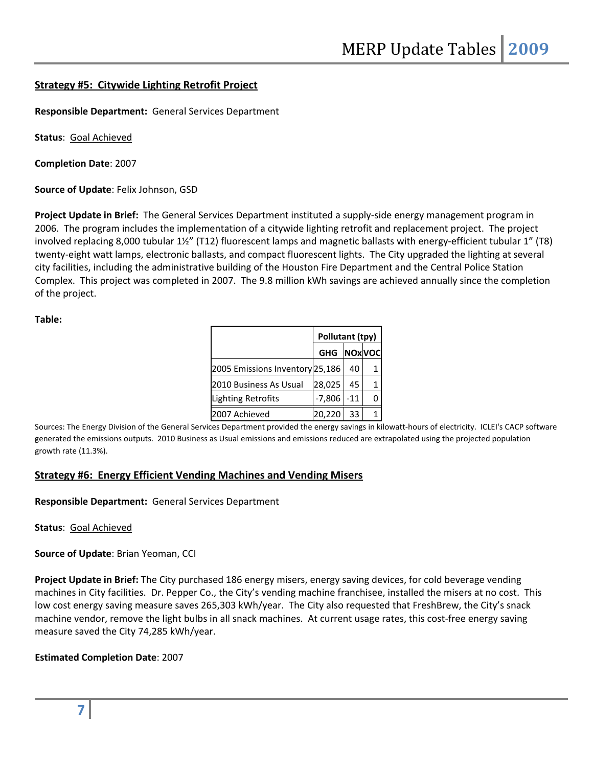## Strategy #5: Citywide Lighting Retrofit Project

**Responsible Department:** General Services Department

**Status**: Goal Achieved

**Completion Date**: 2007

**Source of Update**: Felix Johnson, GSD

**Project Update in Brief:** The General Services Department instituted a supply-side energy management program in 2006. The program includes the implementation of a citywide lighting retrofit and replacement project. The project involved replacing 8,000 tubular 1½" (T12) fluorescent lamps and magnetic ballasts with energy-efficient tubular 1" (T8) twenty-eight watt lamps, electronic ballasts, and compact fluorescent lights. The City upgraded the lighting at several city facilities, including the administrative building of the Houston Fire Department and the Central Police Station Complex. This project was completed in 2007. The 9.8 million kWh savings are achieved annually since the completion of the project.

**Table:**

| | Pollutant (tpy) | | |
|---|---|---|---|
| | GHG | NOx | VOC |
| 2005 Emissions Inventory | 25,186 | 40 | 1 |
| 2010 Business As Usual | 28,025 | 45 | 1 |
| Lighting Retrofits | -7,806 | -11 | 0 |
| 2007 Achieved | 20,220 | 33 | 1 |

Sources: The Energy Division of the General Services Department provided the energy savings in kilowatt-hours of electricity. ICLEI's CACP software generated the emissions outputs. 2010 Business as Usual emissions and emissions reduced are extrapolated using the projected population growth rate (11.3%).

## Strategy #6: Energy Efficient Vending Machines and Vending Misers

**Responsible Department:** General Services Department

**Status**: Goal Achieved

**Source of Update**: Brian Yeoman, CCI

**Project Update in Brief:** The City purchased 186 energy misers, energy saving devices, for cold beverage vending machines in City facilities. Dr. Pepper Co., the City's vending machine franchisee, installed the misers at no cost. This low cost energy saving measure saves 265,303 kWh/year. The City also requested that FreshBrew, the City's snack machine vendor, remove the light bulbs in all snack machines. At current usage rates, this cost-free energy saving measure saved the City 74,285 kWh/year.

**Estimated Completion Date**: 2007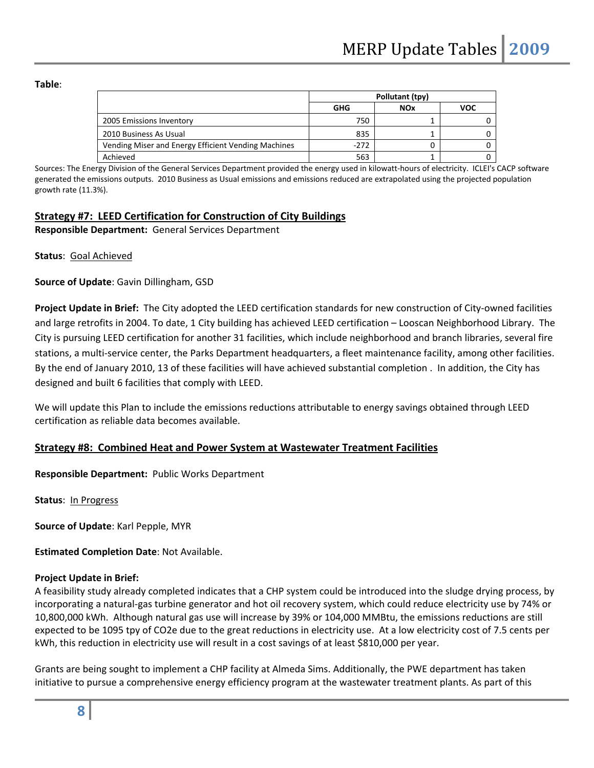**Table**:

| | Pollutant (tpy) | | |
|---|---|---|---|
| | GHG | NOx | VOC |
| 2005 Emissions Inventory | 750 | 1 | 0 |
| 2010 Business As Usual | 835 | 1 | 0 |
| Vending Miser and Energy Efficient Vending Machines | -272 | 0 | 0 |
| Achieved | 563 | 1 | 0 |

Sources: The Energy Division of the General Services Department provided the energy used in kilowatt-hours of electricity. ICLEI's CACP software generated the emissions outputs. 2010 Business as Usual emissions and emissions reduced are extrapolated using the projected population growth rate (11.3%).

## Strategy #7: LEED Certification for Construction of City Buildings

**Responsible Department:** General Services Department

**Status**: Goal Achieved

**Source of Update**: Gavin Dillingham, GSD

**Project Update in Brief:** The City adopted the LEED certification standards for new construction of City-owned facilities and large retrofits in 2004. To date, 1 City building has achieved LEED certification – Looscan Neighborhood Library. The City is pursuing LEED certification for another 31 facilities, which include neighborhood and branch libraries, several fire stations, a multi-service center, the Parks Department headquarters, a fleet maintenance facility, among other facilities. By the end of January 2010, 13 of these facilities will have achieved substantial completion . In addition, the City has designed and built 6 facilities that comply with LEED.

We will update this Plan to include the emissions reductions attributable to energy savings obtained through LEED certification as reliable data becomes available.

## Strategy #8: Combined Heat and Power System at Wastewater Treatment Facilities

**Responsible Department:** Public Works Department

**Status**: In Progress

**Source of Update**: Karl Pepple, MYR

**Estimated Completion Date**: Not Available.

**Project Update in Brief:**

A feasibility study already completed indicates that a CHP system could be introduced into the sludge drying process, by incorporating a natural-gas turbine generator and hot oil recovery system, which could reduce electricity use by 74% or 10,800,000 kWh. Although natural gas use will increase by 39% or 104,000 MMBtu, the emissions reductions are still expected to be 1095 tpy of CO2e due to the great reductions in electricity use. At a low electricity cost of 7.5 cents per kWh, this reduction in electricity use will result in a cost savings of at least $810,000 per year.

Grants are being sought to implement a CHP facility at Almeda Sims. Additionally, the PWE department has taken initiative to pursue a comprehensive energy efficiency program at the wastewater treatment plants. As part of this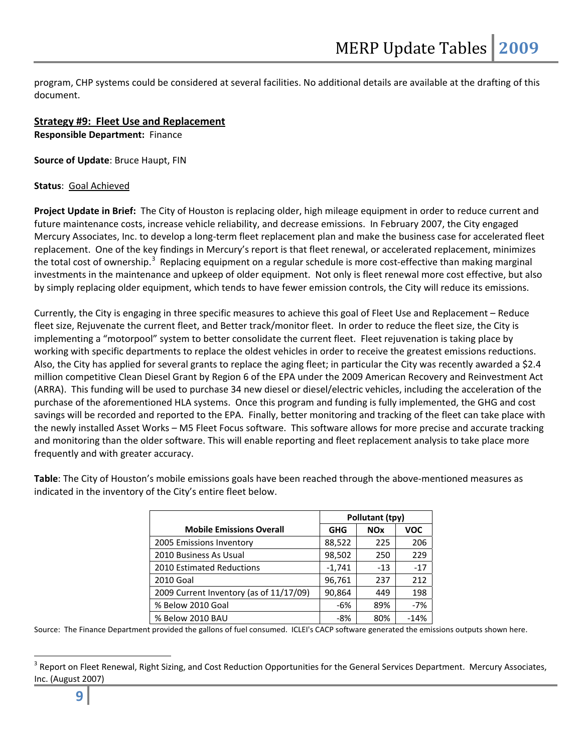program, CHP systems could be considered at several facilities. No additional details are available at the drafting of this document.

## Strategy #9: Fleet Use and Replacement

**Responsible Department:** Finance

**Source of Update**: Bruce Haupt, FIN

**Status**: Goal Achieved

**Project Update in Brief:** The City of Houston is replacing older, high mileage equipment in order to reduce current and future maintenance costs, increase vehicle reliability, and decrease emissions. In February 2007, the City engaged Mercury Associates, Inc. to develop a long-term fleet replacement plan and make the business case for accelerated fleet replacement. One of the key findings in Mercury's report is that fleet renewal, or accelerated replacement, minimizes the total cost of ownership.[3] Replacing equipment on a regular schedule is more cost-effective than making marginal investments in the maintenance and upkeep of older equipment. Not only is fleet renewal more cost effective, but also by simply replacing older equipment, which tends to have fewer emission controls, the City will reduce its emissions.

Currently, the City is engaging in three specific measures to achieve this goal of Fleet Use and Replacement – Reduce fleet size, Rejuvenate the current fleet, and Better track/monitor fleet. In order to reduce the fleet size, the City is implementing a "motorpool" system to better consolidate the current fleet. Fleet rejuvenation is taking place by working with specific departments to replace the oldest vehicles in order to receive the greatest emissions reductions. Also, the City has applied for several grants to replace the aging fleet; in particular the City was recently awarded a $2.4 million competitive Clean Diesel Grant by Region 6 of the EPA under the 2009 American Recovery and Reinvestment Act (ARRA). This funding will be used to purchase 34 new diesel or diesel/electric vehicles, including the acceleration of the purchase of the aforementioned HLA systems. Once this program and funding is fully implemented, the GHG and cost savings will be recorded and reported to the EPA. Finally, better monitoring and tracking of the fleet can take place with the newly installed Asset Works – M5 Fleet Focus software. This software allows for more precise and accurate tracking and monitoring than the older software. This will enable reporting and fleet replacement analysis to take place more frequently and with greater accuracy.

**Table**: The City of Houston's mobile emissions goals have been reached through the above-mentioned measures as indicated in the inventory of the City's entire fleet below.

| Mobile Emissions Overall | Pollutant (tpy) | | |
|---|---|---|---|
| | GHG | NOx | VOC |
| 2005 Emissions Inventory | 88,522 | 225 | 206 |
| 2010 Business As Usual | 98,502 | 250 | 229 |
| 2010 Estimated Reductions | -1,741 | -13 | -17 |
| 2010 Goal | 96,761 | 237 | 212 |
| 2009 Current Inventory (as of 11/17/09) | 90,864 | 449 | 198 |
| % Below 2010 Goal | -6% | 89% | -7% |
| % Below 2010 BAU | -8% | 80% | -14% |

Source: The Finance Department provided the gallons of fuel consumed. ICLEI's CACP software generated the emissions outputs shown here.

[3] Report on Fleet Renewal, Right Sizing, and Cost Reduction Opportunities for the General Services Department. Mercury Associates, Inc. (August 2007)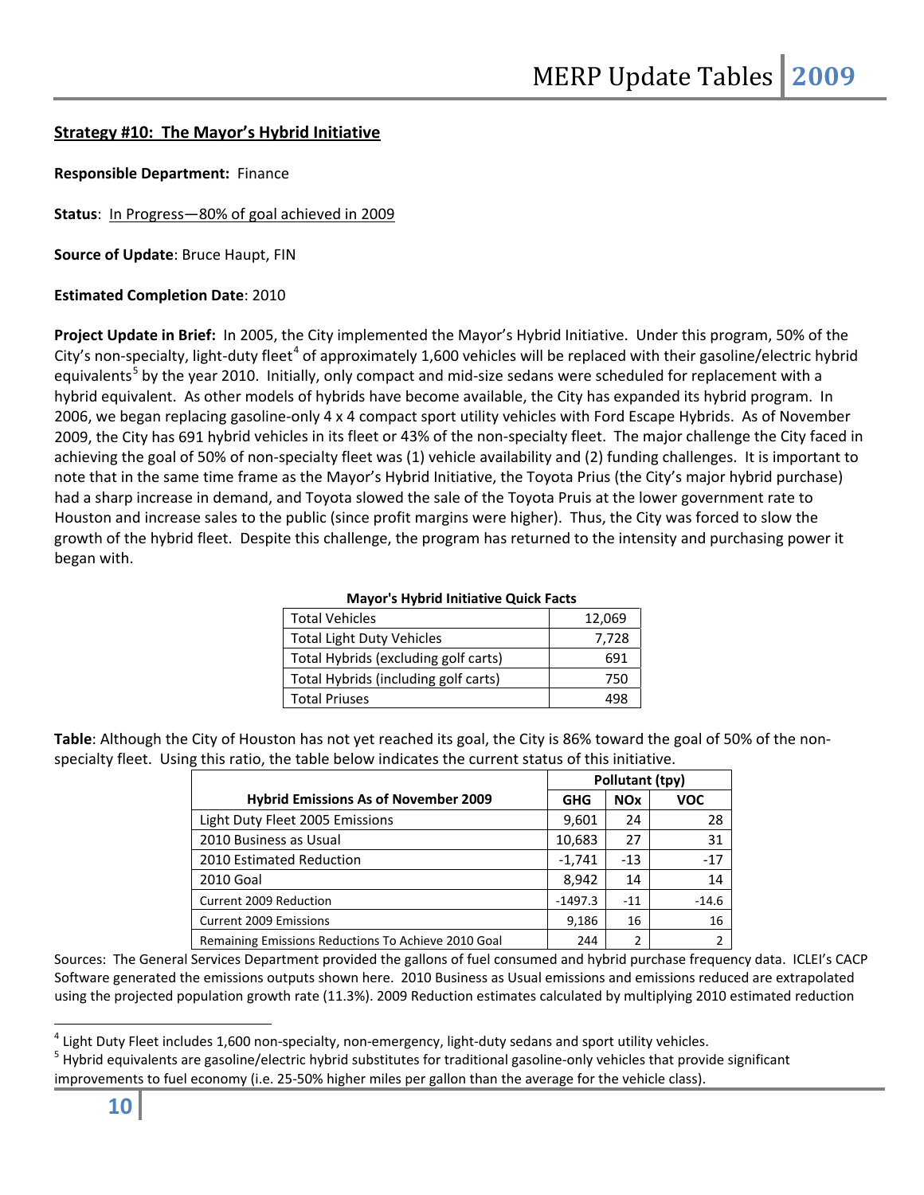**Strategy #10: The Mayor's Hybrid Initiative**

**Responsible Department:** Finance

**Status**: In Progress—80% of goal achieved in 2009

**Source of Update**: Bruce Haupt, FIN

**Estimated Completion Date**: 2010

**Project Update in Brief:** In 2005, the City implemented the Mayor's Hybrid Initiative. Under this program, 50% of the City's non-specialty, light-duty fleet[4] of approximately 1,600 vehicles will be replaced with their gasoline/electric hybrid equivalents[5] by the year 2010. Initially, only compact and mid-size sedans were scheduled for replacement with a hybrid equivalent. As other models of hybrids have become available, the City has expanded its hybrid program. In 2006, we began replacing gasoline-only 4 x 4 compact sport utility vehicles with Ford Escape Hybrids. As of November 2009, the City has 691 hybrid vehicles in its fleet or 43% of the non-specialty fleet. The major challenge the City faced in achieving the goal of 50% of non-specialty fleet was (1) vehicle availability and (2) funding challenges. It is important to note that in the same time frame as the Mayor's Hybrid Initiative, the Toyota Prius (the City's major hybrid purchase) had a sharp increase in demand, and Toyota slowed the sale of the Toyota Pruis at the lower government rate to Houston and increase sales to the public (since profit margins were higher). Thus, the City was forced to slow the growth of the hybrid fleet. Despite this challenge, the program has returned to the intensity and purchasing power it began with.

**Mayor's Hybrid Initiative Quick Facts**

| | |
|---|---|
| Total Vehicles | 12,069 |
| Total Light Duty Vehicles | 7,728 |
| Total Hybrids (excluding golf carts) | 691 |
| Total Hybrids (including golf carts) | 750 |
| Total Priuses | 498 |

**Table**: Although the City of Houston has not yet reached its goal, the City is 86% toward the goal of 50% of the non-specialty fleet. Using this ratio, the table below indicates the current status of this initiative.

| | Pollutant (tpy) | | |
|---|---|---|---|
| **Hybrid Emissions As of November 2009** | **GHG** | **NOx** | **VOC** |
| Light Duty Fleet 2005 Emissions | 9,601 | 24 | 28 |
| 2010 Business as Usual | 10,683 | 27 | 31 |
| 2010 Estimated Reduction | -1,741 | -13 | -17 |
| 2010 Goal | 8,942 | 14 | 14 |
| Current 2009 Reduction | -1497.3 | -11 | -14.6 |
| Current 2009 Emissions | 9,186 | 16 | 16 |
| Remaining Emissions Reductions To Achieve 2010 Goal | 244 | 2 | 2 |

Sources: The General Services Department provided the gallons of fuel consumed and hybrid purchase frequency data. ICLEI's CACP Software generated the emissions outputs shown here. 2010 Business as Usual emissions and emissions reduced are extrapolated using the projected population growth rate (11.3%). 2009 Reduction estimates calculated by multiplying 2010 estimated reduction

[4] Light Duty Fleet includes 1,600 non-specialty, non-emergency, light-duty sedans and sport utility vehicles.

[5] Hybrid equivalents are gasoline/electric hybrid substitutes for traditional gasoline-only vehicles that provide significant improvements to fuel economy (i.e. 25-50% higher miles per gallon than the average for the vehicle class).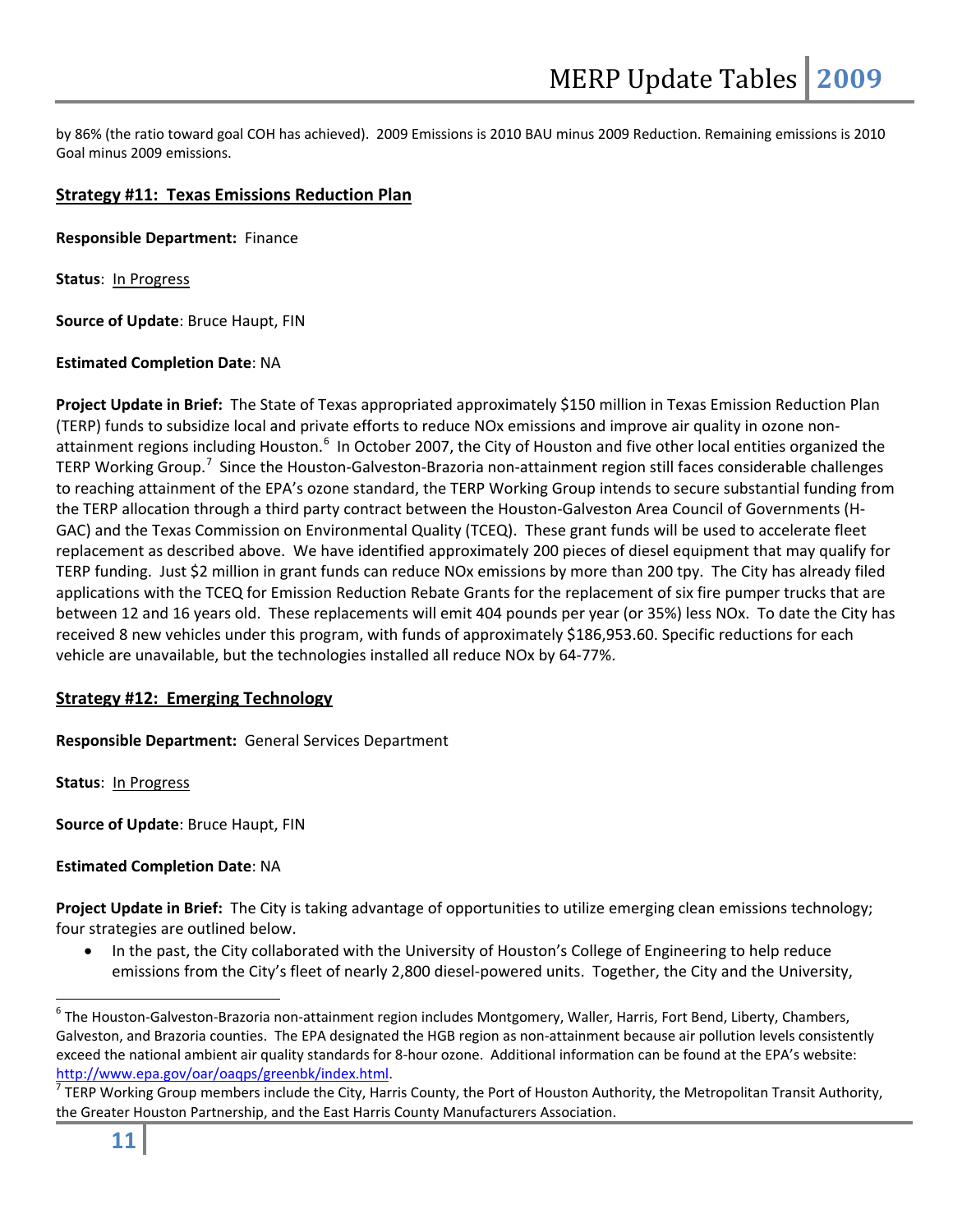by 86% (the ratio toward goal COH has achieved). 2009 Emissions is 2010 BAU minus 2009 Reduction. Remaining emissions is 2010 Goal minus 2009 emissions.

## Strategy #11: Texas Emissions Reduction Plan

**Responsible Department:** Finance

**Status**: In Progress

**Source of Update**: Bruce Haupt, FIN

**Estimated Completion Date**: NA

**Project Update in Brief:** The State of Texas appropriated approximately $150 million in Texas Emission Reduction Plan (TERP) funds to subsidize local and private efforts to reduce NOx emissions and improve air quality in ozone non-attainment regions including Houston.[6] In October 2007, the City of Houston and five other local entities organized the TERP Working Group.[7] Since the Houston-Galveston-Brazoria non-attainment region still faces considerable challenges to reaching attainment of the EPA's ozone standard, the TERP Working Group intends to secure substantial funding from the TERP allocation through a third party contract between the Houston-Galveston Area Council of Governments (H-GAC) and the Texas Commission on Environmental Quality (TCEQ). These grant funds will be used to accelerate fleet replacement as described above. We have identified approximately 200 pieces of diesel equipment that may qualify for TERP funding. Just $2 million in grant funds can reduce NOx emissions by more than 200 tpy. The City has already filed applications with the TCEQ for Emission Reduction Rebate Grants for the replacement of six fire pumper trucks that are between 12 and 16 years old. These replacements will emit 404 pounds per year (or 35%) less NOx. To date the City has received 8 new vehicles under this program, with funds of approximately $186,953.60. Specific reductions for each vehicle are unavailable, but the technologies installed all reduce NOx by 64-77%.

## Strategy #12: Emerging Technology

**Responsible Department:** General Services Department

**Status**: In Progress

**Source of Update**: Bruce Haupt, FIN

**Estimated Completion Date**: NA

**Project Update in Brief:** The City is taking advantage of opportunities to utilize emerging clean emissions technology; four strategies are outlined below.

- In the past, the City collaborated with the University of Houston's College of Engineering to help reduce emissions from the City's fleet of nearly 2,800 diesel-powered units. Together, the City and the University,

---

[6] The Houston-Galveston-Brazoria non-attainment region includes Montgomery, Waller, Harris, Fort Bend, Liberty, Chambers, Galveston, and Brazoria counties. The EPA designated the HGB region as non-attainment because air pollution levels consistently exceed the national ambient air quality standards for 8-hour ozone. Additional information can be found at the EPA's website: http://www.epa.gov/oar/oaqps/greenbk/index.html.

[7] TERP Working Group members include the City, Harris County, the Port of Houston Authority, the Metropolitan Transit Authority, the Greater Houston Partnership, and the East Harris County Manufacturers Association.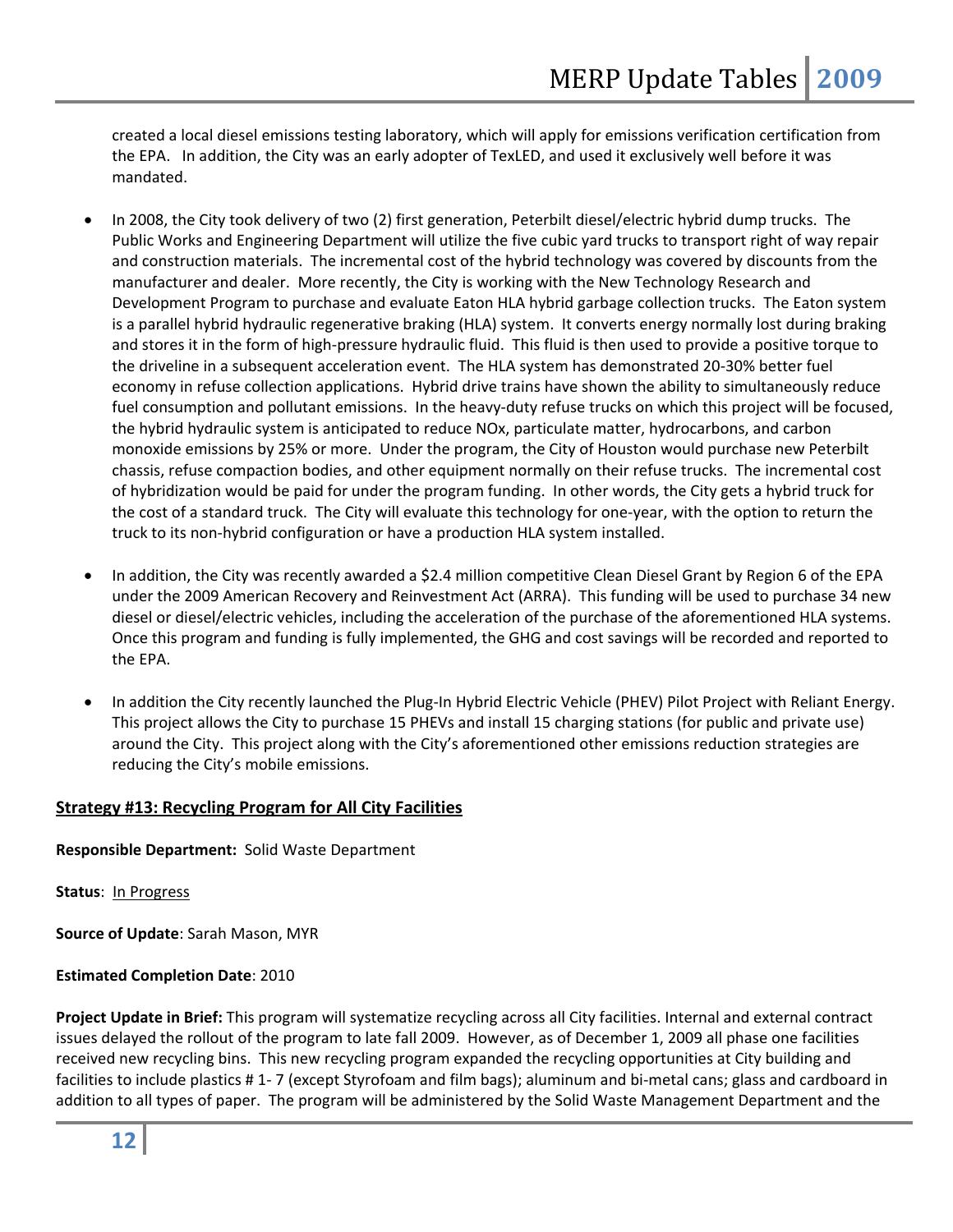created a local diesel emissions testing laboratory, which will apply for emissions verification certification from the EPA. In addition, the City was an early adopter of TexLED, and used it exclusively well before it was mandated.

- In 2008, the City took delivery of two (2) first generation, Peterbilt diesel/electric hybrid dump trucks. The Public Works and Engineering Department will utilize the five cubic yard trucks to transport right of way repair and construction materials. The incremental cost of the hybrid technology was covered by discounts from the manufacturer and dealer. More recently, the City is working with the New Technology Research and Development Program to purchase and evaluate Eaton HLA hybrid garbage collection trucks. The Eaton system is a parallel hybrid hydraulic regenerative braking (HLA) system. It converts energy normally lost during braking and stores it in the form of high-pressure hydraulic fluid. This fluid is then used to provide a positive torque to the driveline in a subsequent acceleration event. The HLA system has demonstrated 20-30% better fuel economy in refuse collection applications. Hybrid drive trains have shown the ability to simultaneously reduce fuel consumption and pollutant emissions. In the heavy-duty refuse trucks on which this project will be focused, the hybrid hydraulic system is anticipated to reduce NOx, particulate matter, hydrocarbons, and carbon monoxide emissions by 25% or more. Under the program, the City of Houston would purchase new Peterbilt chassis, refuse compaction bodies, and other equipment normally on their refuse trucks. The incremental cost of hybridization would be paid for under the program funding. In other words, the City gets a hybrid truck for the cost of a standard truck. The City will evaluate this technology for one-year, with the option to return the truck to its non-hybrid configuration or have a production HLA system installed.

- In addition, the City was recently awarded a $2.4 million competitive Clean Diesel Grant by Region 6 of the EPA under the 2009 American Recovery and Reinvestment Act (ARRA). This funding will be used to purchase 34 new diesel or diesel/electric vehicles, including the acceleration of the purchase of the aforementioned HLA systems. Once this program and funding is fully implemented, the GHG and cost savings will be recorded and reported to the EPA.

- In addition the City recently launched the Plug-In Hybrid Electric Vehicle (PHEV) Pilot Project with Reliant Energy. This project allows the City to purchase 15 PHEVs and install 15 charging stations (for public and private use) around the City. This project along with the City's aforementioned other emissions reduction strategies are reducing the City's mobile emissions.

## Strategy #13: Recycling Program for All City Facilities

**Responsible Department:** Solid Waste Department

**Status**: In Progress

**Source of Update**: Sarah Mason, MYR

**Estimated Completion Date**: 2010

**Project Update in Brief:** This program will systematize recycling across all City facilities. Internal and external contract issues delayed the rollout of the program to late fall 2009. However, as of December 1, 2009 all phase one facilities received new recycling bins. This new recycling program expanded the recycling opportunities at City building and facilities to include plastics # 1- 7 (except Styrofoam and film bags); aluminum and bi-metal cans; glass and cardboard in addition to all types of paper. The program will be administered by the Solid Waste Management Department and the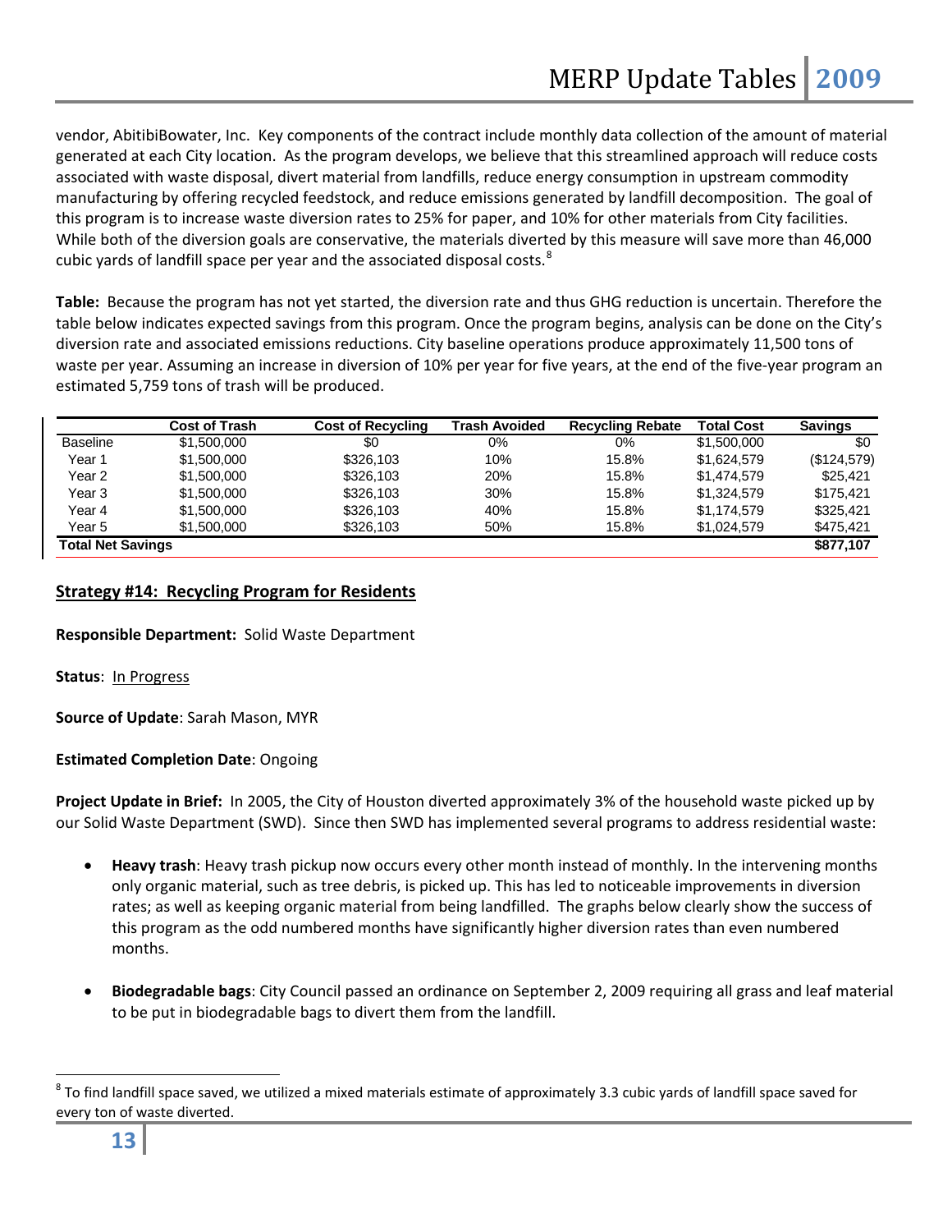vendor, AbitibiBowater, Inc. Key components of the contract include monthly data collection of the amount of material generated at each City location. As the program develops, we believe that this streamlined approach will reduce costs associated with waste disposal, divert material from landfills, reduce energy consumption in upstream commodity manufacturing by offering recycled feedstock, and reduce emissions generated by landfill decomposition. The goal of this program is to increase waste diversion rates to 25% for paper, and 10% for other materials from City facilities. While both of the diversion goals are conservative, the materials diverted by this measure will save more than 46,000 cubic yards of landfill space per year and the associated disposal costs.[8]

**Table:** Because the program has not yet started, the diversion rate and thus GHG reduction is uncertain. Therefore the table below indicates expected savings from this program. Once the program begins, analysis can be done on the City's diversion rate and associated emissions reductions. City baseline operations produce approximately 11,500 tons of waste per year. Assuming an increase in diversion of 10% per year for five years, at the end of the five-year program an estimated 5,759 tons of trash will be produced.

| | Cost of Trash | Cost of Recycling | Trash Avoided | Recycling Rebate | Total Cost | Savings |
|---|---|---|---|---|---|---|
| Baseline | $1,500,000 | $0 | 0% | 0% | $1,500,000 | $0 |
| Year 1 | $1,500,000 | $326,103 | 10% | 15.8% | $1,624,579 | ($124,579) |
| Year 2 | $1,500,000 | $326,103 | 20% | 15.8% | $1,474,579 | $25,421 |
| Year 3 | $1,500,000 | $326,103 | 30% | 15.8% | $1,324,579 | $175,421 |
| Year 4 | $1,500,000 | $326,103 | 40% | 15.8% | $1,174,579 | $325,421 |
| Year 5 | $1,500,000 | $326,103 | 50% | 15.8% | $1,024,579 | $475,421 |
| **Total Net Savings** | | | | | | **$877,107** |

## Strategy #14: Recycling Program for Residents

**Responsible Department:** Solid Waste Department

**Status**: In Progress

**Source of Update**: Sarah Mason, MYR

**Estimated Completion Date**: Ongoing

**Project Update in Brief:** In 2005, the City of Houston diverted approximately 3% of the household waste picked up by our Solid Waste Department (SWD). Since then SWD has implemented several programs to address residential waste:

- **Heavy trash**: Heavy trash pickup now occurs every other month instead of monthly. In the intervening months only organic material, such as tree debris, is picked up. This has led to noticeable improvements in diversion rates; as well as keeping organic material from being landfilled. The graphs below clearly show the success of this program as the odd numbered months have significantly higher diversion rates than even numbered months.

- **Biodegradable bags**: City Council passed an ordinance on September 2, 2009 requiring all grass and leaf material to be put in biodegradable bags to divert them from the landfill.

[8] To find landfill space saved, we utilized a mixed materials estimate of approximately 3.3 cubic yards of landfill space saved for every ton of waste diverted.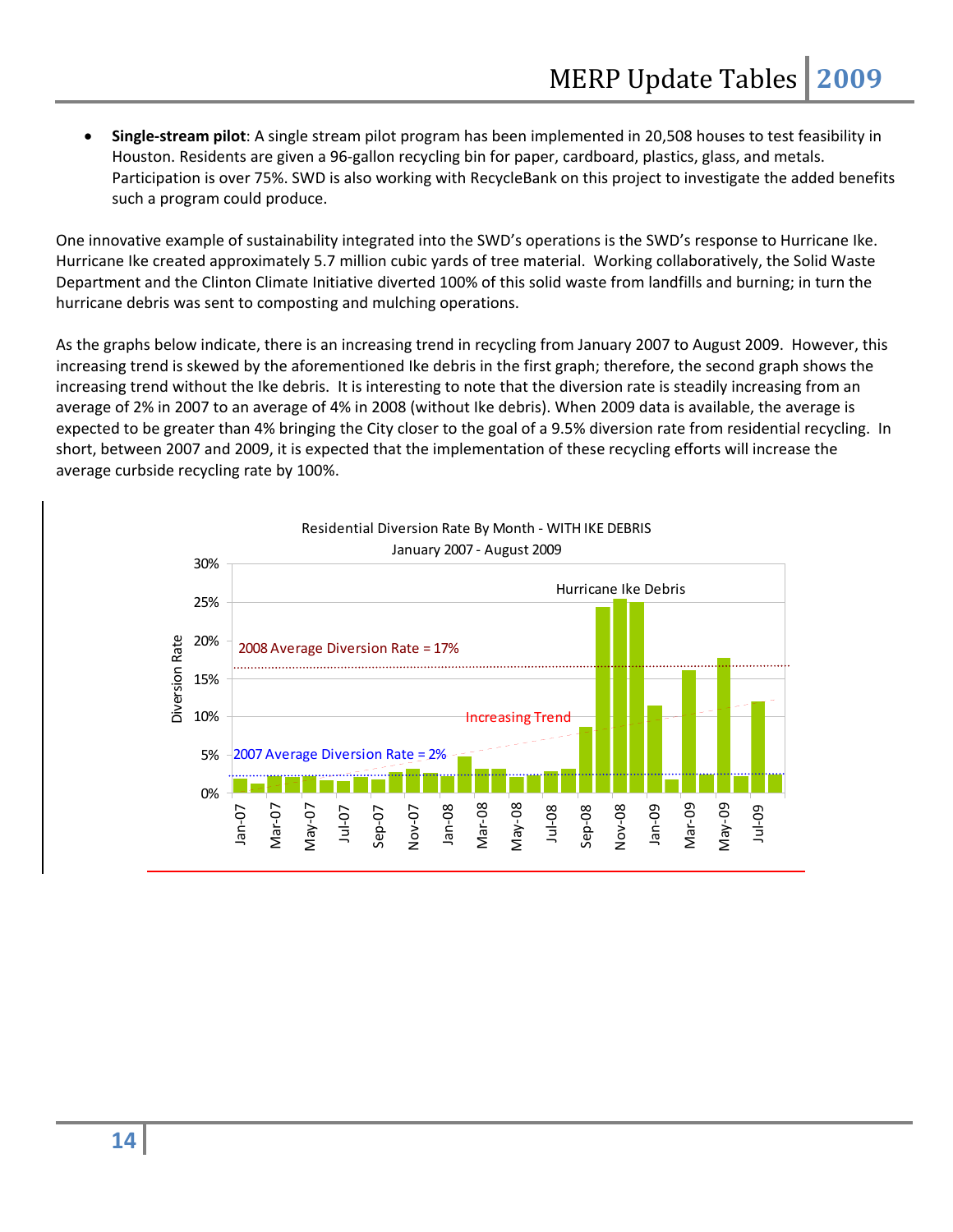- **Single-stream pilot**: A single stream pilot program has been implemented in 20,508 houses to test feasibility in Houston. Residents are given a 96-gallon recycling bin for paper, cardboard, plastics, glass, and metals. Participation is over 75%. SWD is also working with RecycleBank on this project to investigate the added benefits such a program could produce.

One innovative example of sustainability integrated into the SWD's operations is the SWD's response to Hurricane Ike. Hurricane Ike created approximately 5.7 million cubic yards of tree material. Working collaboratively, the Solid Waste Department and the Clinton Climate Initiative diverted 100% of this solid waste from landfills and burning; in turn the hurricane debris was sent to composting and mulching operations.

As the graphs below indicate, there is an increasing trend in recycling from January 2007 to August 2009. However, this increasing trend is skewed by the aforementioned Ike debris in the first graph; therefore, the second graph shows the increasing trend without the Ike debris. It is interesting to note that the diversion rate is steadily increasing from an average of 2% in 2007 to an average of 4% in 2008 (without Ike debris). When 2009 data is available, the average is expected to be greater than 4% bringing the City closer to the goal of a 9.5% diversion rate from residential recycling. In short, between 2007 and 2009, it is expected that the implementation of these recycling efforts will increase the average curbside recycling rate by 100%.

Residential Diversion Rate By Month - WITH IKE DEBRIS
January 2007 - August 2009

Diversion Rate (0%–30%); months Jan-07 through Jul-09

Annotations: 2008 Average Diversion Rate = 17%; 2007 Average Diversion Rate = 2%; Increasing Trend; Hurricane Ike Debris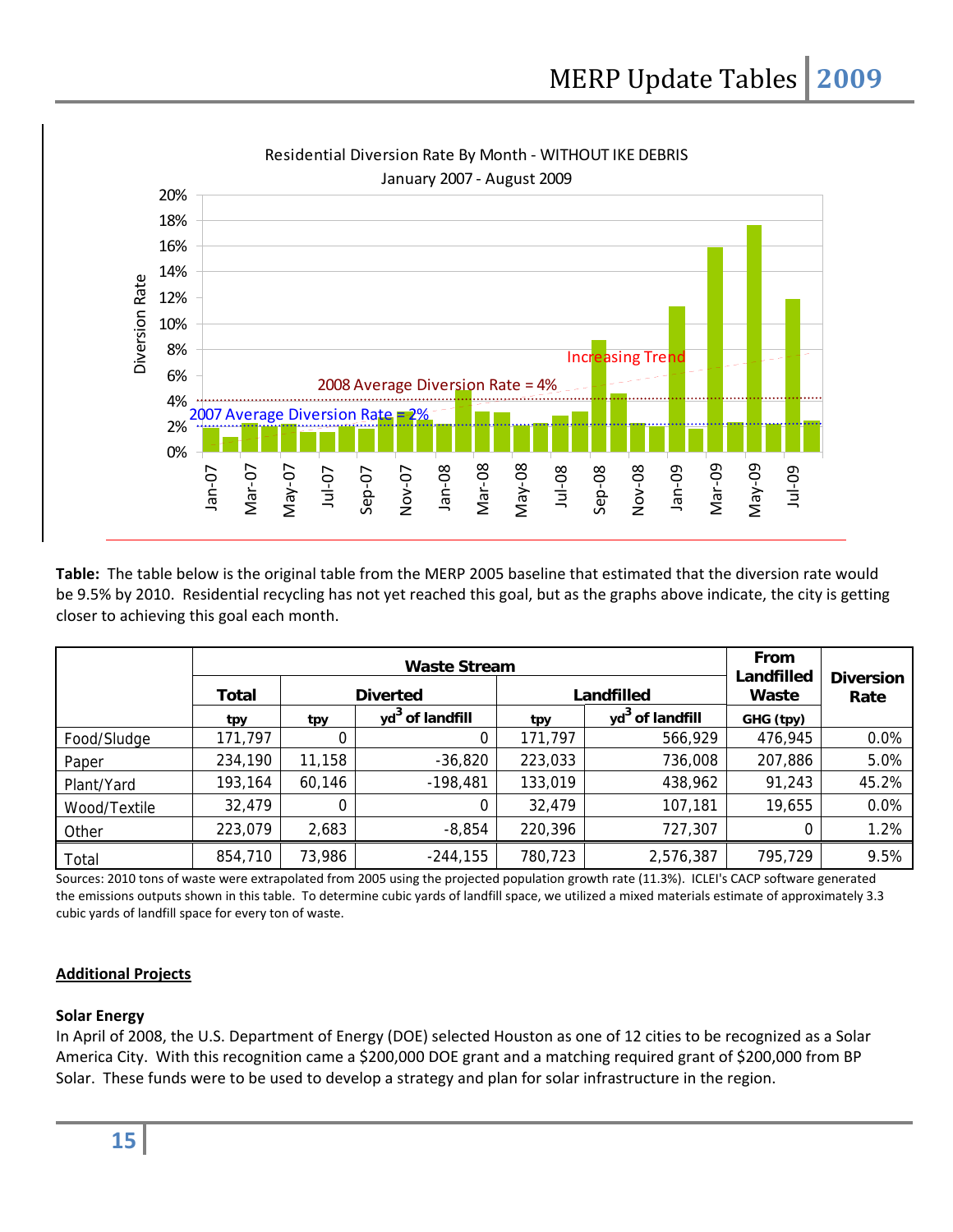Residential Diversion Rate By Month - WITHOUT IKE DEBRIS

January 2007 - August 2009

**Table:** The table below is the original table from the MERP 2005 baseline that estimated that the diversion rate would be 9.5% by 2010. Residential recycling has not yet reached this goal, but as the graphs above indicate, the city is getting closer to achieving this goal each month.

| | Waste Stream | | | | | From Landfilled Waste | Diversion Rate |
|---|---|---|---|---|---|---|---|
| | Total | Diverted | | Landfilled | | | |
| | tpy | tpy | $yd^3$ of landfill | tpy | $yd^3$ of landfill | GHG (tpy) | |
| Food/Sludge | 171,797 | 0 | 0 | 171,797 | 566,929 | 476,945 | 0.0% |
| Paper | 234,190 | 11,158 | -36,820 | 223,033 | 736,008 | 207,886 | 5.0% |
| Plant/Yard | 193,164 | 60,146 | -198,481 | 133,019 | 438,962 | 91,243 | 45.2% |
| Wood/Textile | 32,479 | 0 | 0 | 32,479 | 107,181 | 19,655 | 0.0% |
| Other | 223,079 | 2,683 | -8,854 | 220,396 | 727,307 | 0 | 1.2% |
| Total | 854,710 | 73,986 | -244,155 | 780,723 | 2,576,387 | 795,729 | 9.5% |

Sources: 2010 tons of waste were extrapolated from 2005 using the projected population growth rate (11.3%). ICLEI's CACP software generated the emissions outputs shown in this table. To determine cubic yards of landfill space, we utilized a mixed materials estimate of approximately 3.3 cubic yards of landfill space for every ton of waste.

## Additional Projects

### Solar Energy

In April of 2008, the U.S. Department of Energy (DOE) selected Houston as one of 12 cities to be recognized as a Solar America City. With this recognition came a $200,000 DOE grant and a matching required grant of $200,000 from BP Solar. These funds were to be used to develop a strategy and plan for solar infrastructure in the region.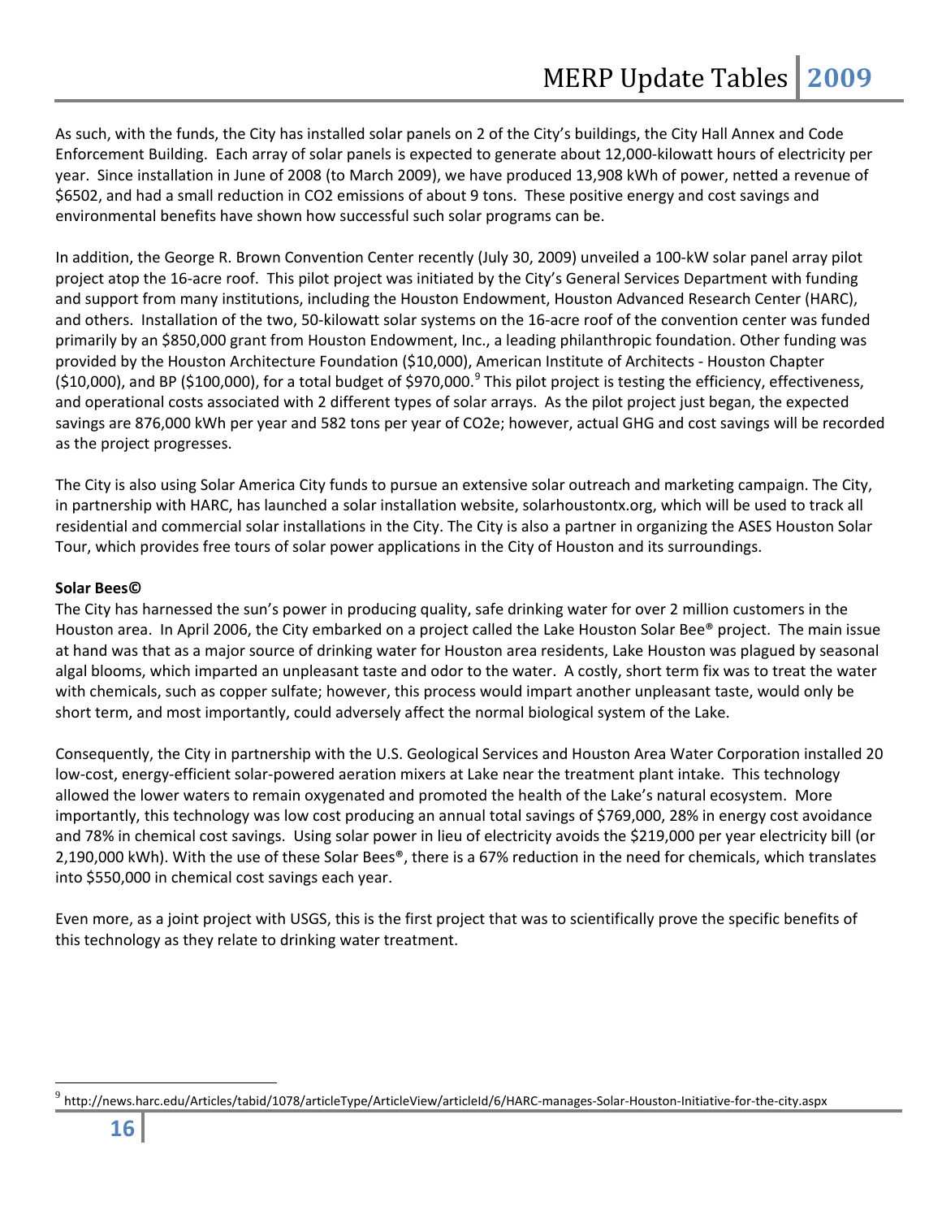As such, with the funds, the City has installed solar panels on 2 of the City's buildings, the City Hall Annex and Code Enforcement Building. Each array of solar panels is expected to generate about 12,000-kilowatt hours of electricity per year. Since installation in June of 2008 (to March 2009), we have produced 13,908 kWh of power, netted a revenue of \$6502, and had a small reduction in $CO_2$ emissions of about 9 tons. These positive energy and cost savings and environmental benefits have shown how successful such solar programs can be.

In addition, the George R. Brown Convention Center recently (July 30, 2009) unveiled a 100-kW solar panel array pilot project atop the 16-acre roof. This pilot project was initiated by the City's General Services Department with funding and support from many institutions, including the Houston Endowment, Houston Advanced Research Center (HARC), and others. Installation of the two, 50-kilowatt solar systems on the 16-acre roof of the convention center was funded primarily by an \$850,000 grant from Houston Endowment, Inc., a leading philanthropic foundation. Other funding was provided by the Houston Architecture Foundation (\$10,000), American Institute of Architects - Houston Chapter (\$10,000), and BP (\$100,000), for a total budget of \$970,000.[9] This pilot project is testing the efficiency, effectiveness, and operational costs associated with 2 different types of solar arrays. As the pilot project just began, the expected savings are 876,000 kWh per year and 582 tons per year of $CO_2e$; however, actual GHG and cost savings will be recorded as the project progresses.

The City is also using Solar America City funds to pursue an extensive solar outreach and marketing campaign. The City, in partnership with HARC, has launched a solar installation website, solarhoustontx.org, which will be used to track all residential and commercial solar installations in the City. The City is also a partner in organizing the ASES Houston Solar Tour, which provides free tours of solar power applications in the City of Houston and its surroundings.

**Solar Bees©**

The City has harnessed the sun's power in producing quality, safe drinking water for over 2 million customers in the Houston area. In April 2006, the City embarked on a project called the Lake Houston Solar Bee® project. The main issue at hand was that as a major source of drinking water for Houston area residents, Lake Houston was plagued by seasonal algal blooms, which imparted an unpleasant taste and odor to the water. A costly, short term fix was to treat the water with chemicals, such as copper sulfate; however, this process would impart another unpleasant taste, would only be short term, and most importantly, could adversely affect the normal biological system of the Lake.

Consequently, the City in partnership with the U.S. Geological Services and Houston Area Water Corporation installed 20 low-cost, energy-efficient solar-powered aeration mixers at Lake near the treatment plant intake. This technology allowed the lower waters to remain oxygenated and promoted the health of the Lake's natural ecosystem. More importantly, this technology was low cost producing an annual total savings of \$769,000, 28% in energy cost avoidance and 78% in chemical cost savings. Using solar power in lieu of electricity avoids the \$219,000 per year electricity bill (or 2,190,000 kWh). With the use of these Solar Bees®, there is a 67% reduction in the need for chemicals, which translates into \$550,000 in chemical cost savings each year.

Even more, as a joint project with USGS, this is the first project that was to scientifically prove the specific benefits of this technology as they relate to drinking water treatment.

[9] http://news.harc.edu/Articles/tabid/1078/articleType/ArticleView/articleId/6/HARC-manages-Solar-Houston-Initiative-for-the-city.aspx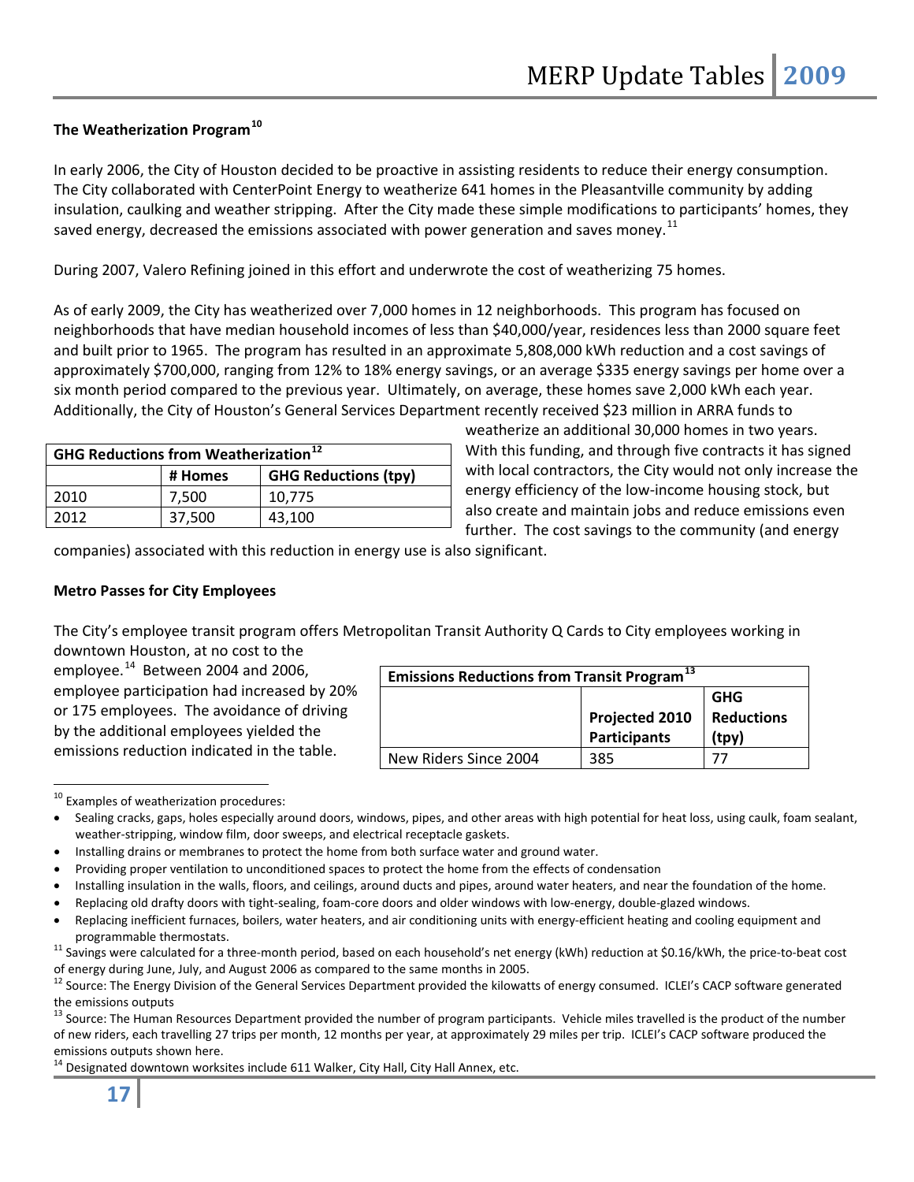### The Weatherization Program[10]

In early 2006, the City of Houston decided to be proactive in assisting residents to reduce their energy consumption. The City collaborated with CenterPoint Energy to weatherize 641 homes in the Pleasantville community by adding insulation, caulking and weather stripping. After the City made these simple modifications to participants' homes, they saved energy, decreased the emissions associated with power generation and saves money.[11]

During 2007, Valero Refining joined in this effort and underwrote the cost of weatherizing 75 homes.

As of early 2009, the City has weatherized over 7,000 homes in 12 neighborhoods. This program has focused on neighborhoods that have median household incomes of less than $40,000/year, residences less than 2000 square feet and built prior to 1965. The program has resulted in an approximate 5,808,000 kWh reduction and a cost savings of approximately $700,000, ranging from 12% to 18% energy savings, or an average $335 energy savings per home over a six month period compared to the previous year. Ultimately, on average, these homes save 2,000 kWh each year. Additionally, the City of Houston's General Services Department recently received $23 million in ARRA funds to weatherize an additional 30,000 homes in two years. With this funding, and through five contracts it has signed with local contractors, the City would not only increase the energy efficiency of the low-income housing stock, but also create and maintain jobs and reduce emissions even further. The cost savings to the community (and energy companies) associated with this reduction in energy use is also significant.

| GHG Reductions from Weatherization[12] | | |
|---|---|---|
| | # Homes | GHG Reductions (tpy) |
| 2010 | 7,500 | 10,775 |
| 2012 | 37,500 | 43,100 |

### Metro Passes for City Employees

The City's employee transit program offers Metropolitan Transit Authority Q Cards to City employees working in downtown Houston, at no cost to the employee.[14] Between 2004 and 2006, employee participation had increased by 20% or 175 employees. The avoidance of driving by the additional employees yielded the emissions reduction indicated in the table.

| Emissions Reductions from Transit Program[13] | | |
|---|---|---|
| | Projected 2010 Participants | GHG Reductions (tpy) |
| New Riders Since 2004 | 385 | 77 |

---

[10] Examples of weatherization procedures:

- Sealing cracks, gaps, holes especially around doors, windows, pipes, and other areas with high potential for heat loss, using caulk, foam sealant, weather-stripping, window film, door sweeps, and electrical receptacle gaskets.
- Installing drains or membranes to protect the home from both surface water and ground water.
- Providing proper ventilation to unconditioned spaces to protect the home from the effects of condensation
- Installing insulation in the walls, floors, and ceilings, around ducts and pipes, around water heaters, and near the foundation of the home.
- Replacing old drafty doors with tight-sealing, foam-core doors and older windows with low-energy, double-glazed windows.
- Replacing inefficient furnaces, boilers, water heaters, and air conditioning units with energy-efficient heating and cooling equipment and programmable thermostats.

[11] Savings were calculated for a three-month period, based on each household's net energy (kWh) reduction at $0.16/kWh, the price-to-beat cost of energy during June, July, and August 2006 as compared to the same months in 2005.

[12] Source: The Energy Division of the General Services Department provided the kilowatts of energy consumed. ICLEI's CACP software generated the emissions outputs

[13] Source: The Human Resources Department provided the number of program participants. Vehicle miles travelled is the product of the number of new riders, each travelling 27 trips per month, 12 months per year, at approximately 29 miles per trip. ICLEI's CACP software produced the emissions outputs shown here.

[14] Designated downtown worksites include 611 Walker, City Hall, City Hall Annex, etc.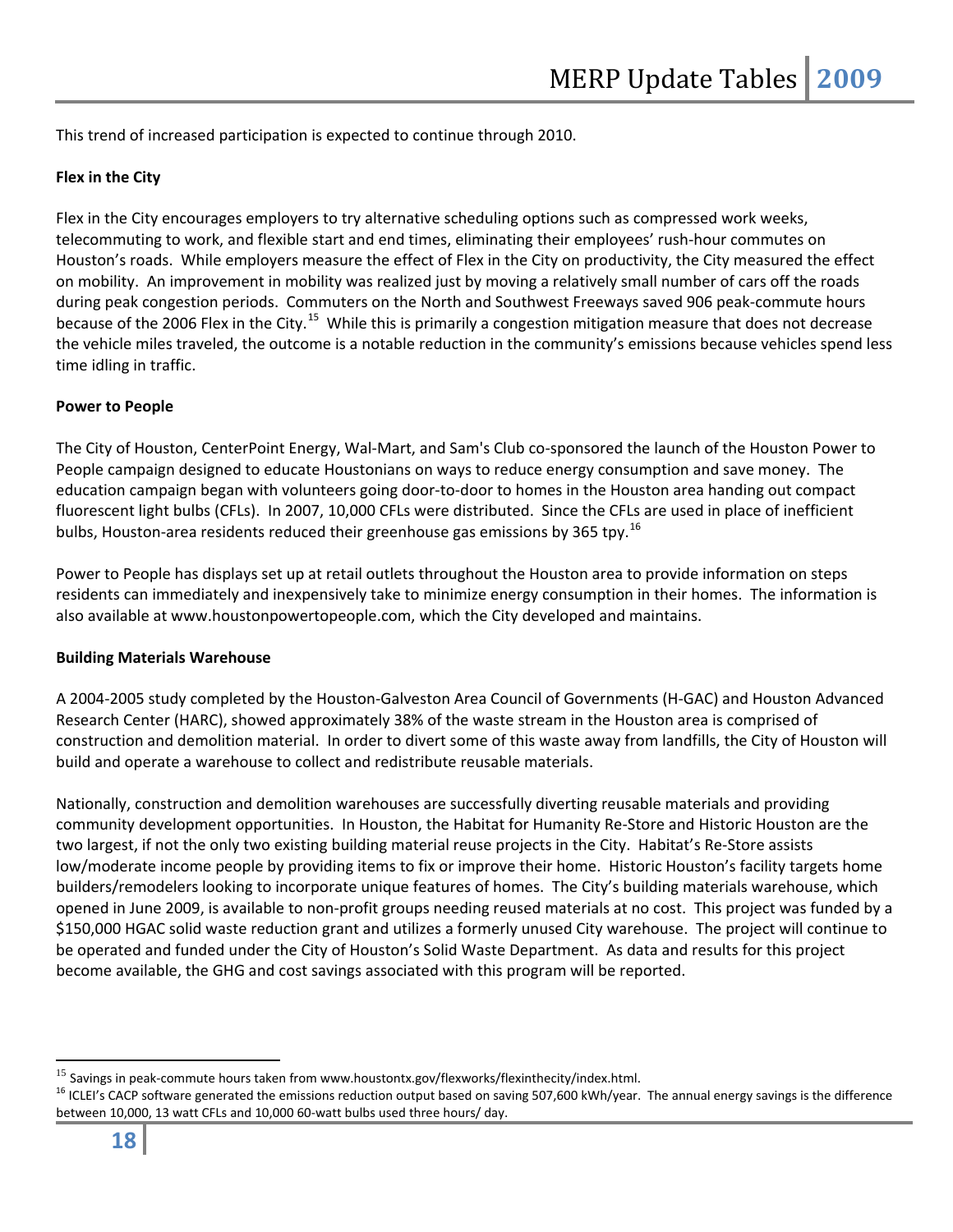This trend of increased participation is expected to continue through 2010.

**Flex in the City**

Flex in the City encourages employers to try alternative scheduling options such as compressed work weeks, telecommuting to work, and flexible start and end times, eliminating their employees' rush-hour commutes on Houston's roads. While employers measure the effect of Flex in the City on productivity, the City measured the effect on mobility. An improvement in mobility was realized just by moving a relatively small number of cars off the roads during peak congestion periods. Commuters on the North and Southwest Freeways saved 906 peak-commute hours because of the 2006 Flex in the City.[15] While this is primarily a congestion mitigation measure that does not decrease the vehicle miles traveled, the outcome is a notable reduction in the community's emissions because vehicles spend less time idling in traffic.

**Power to People**

The City of Houston, CenterPoint Energy, Wal-Mart, and Sam's Club co-sponsored the launch of the Houston Power to People campaign designed to educate Houstonians on ways to reduce energy consumption and save money. The education campaign began with volunteers going door-to-door to homes in the Houston area handing out compact fluorescent light bulbs (CFLs). In 2007, 10,000 CFLs were distributed. Since the CFLs are used in place of inefficient bulbs, Houston-area residents reduced their greenhouse gas emissions by 365 tpy.[16]

Power to People has displays set up at retail outlets throughout the Houston area to provide information on steps residents can immediately and inexpensively take to minimize energy consumption in their homes. The information is also available at www.houstonpowertopeople.com, which the City developed and maintains.

**Building Materials Warehouse**

A 2004-2005 study completed by the Houston-Galveston Area Council of Governments (H-GAC) and Houston Advanced Research Center (HARC), showed approximately 38% of the waste stream in the Houston area is comprised of construction and demolition material. In order to divert some of this waste away from landfills, the City of Houston will build and operate a warehouse to collect and redistribute reusable materials.

Nationally, construction and demolition warehouses are successfully diverting reusable materials and providing community development opportunities. In Houston, the Habitat for Humanity Re-Store and Historic Houston are the two largest, if not the only two existing building material reuse projects in the City. Habitat's Re-Store assists low/moderate income people by providing items to fix or improve their home. Historic Houston's facility targets home builders/remodelers looking to incorporate unique features of homes. The City's building materials warehouse, which opened in June 2009, is available to non-profit groups needing reused materials at no cost. This project was funded by a $150,000 HGAC solid waste reduction grant and utilizes a formerly unused City warehouse. The project will continue to be operated and funded under the City of Houston's Solid Waste Department. As data and results for this project become available, the GHG and cost savings associated with this program will be reported.

---

[15] Savings in peak-commute hours taken from www.houstontx.gov/flexworks/flexinthecity/index.html.

[16] ICLEI's CACP software generated the emissions reduction output based on saving 507,600 kWh/year. The annual energy savings is the difference between 10,000, 13 watt CFLs and 10,000 60-watt bulbs used three hours/ day.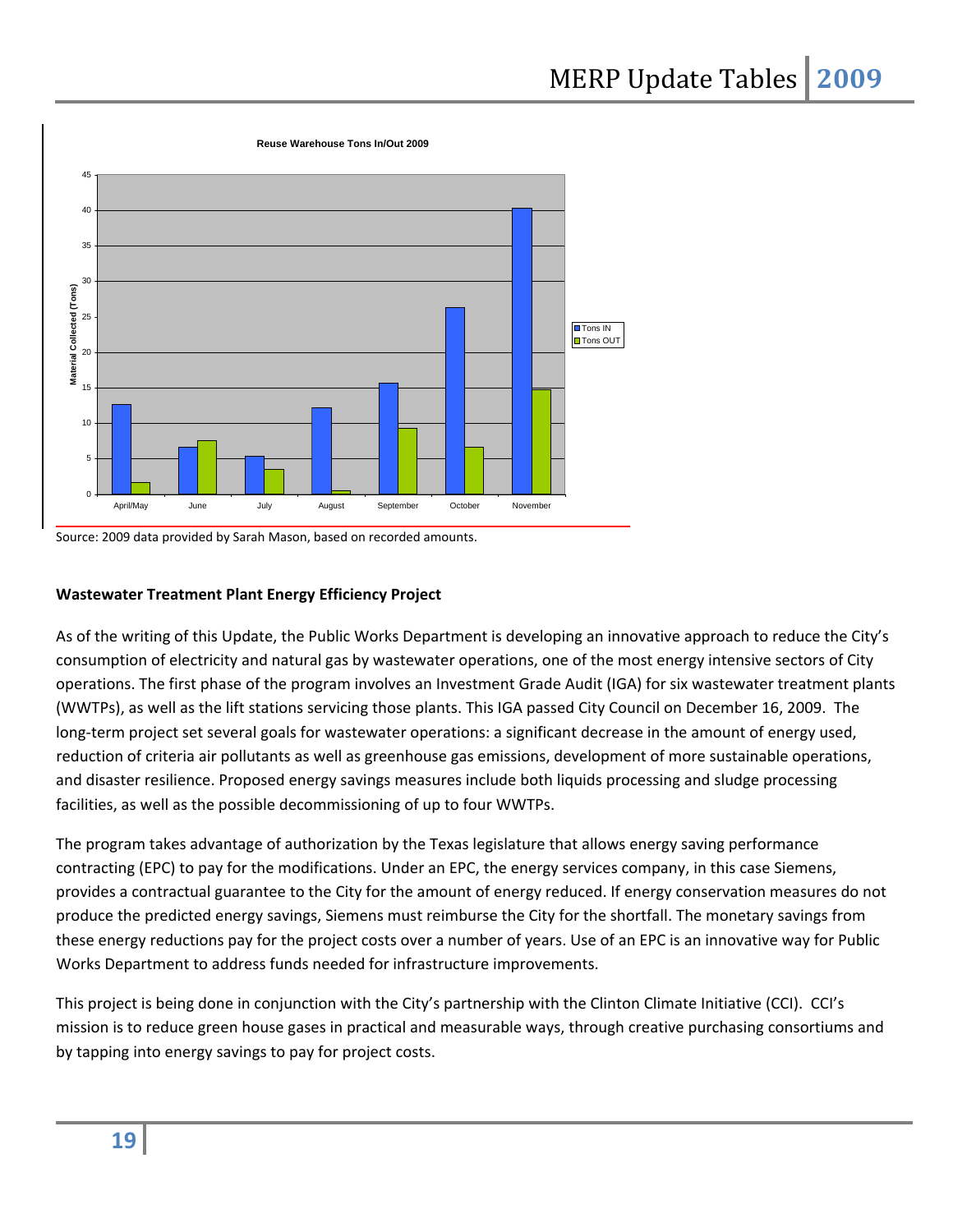**Reuse Warehouse Tons In/Out 2009**

Source: 2009 data provided by Sarah Mason, based on recorded amounts.

**Wastewater Treatment Plant Energy Efficiency Project**

As of the writing of this Update, the Public Works Department is developing an innovative approach to reduce the City's consumption of electricity and natural gas by wastewater operations, one of the most energy intensive sectors of City operations. The first phase of the program involves an Investment Grade Audit (IGA) for six wastewater treatment plants (WWTPs), as well as the lift stations servicing those plants. This IGA passed City Council on December 16, 2009. The long-term project set several goals for wastewater operations: a significant decrease in the amount of energy used, reduction of criteria air pollutants as well as greenhouse gas emissions, development of more sustainable operations, and disaster resilience. Proposed energy savings measures include both liquids processing and sludge processing facilities, as well as the possible decommissioning of up to four WWTPs.

The program takes advantage of authorization by the Texas legislature that allows energy saving performance contracting (EPC) to pay for the modifications. Under an EPC, the energy services company, in this case Siemens, provides a contractual guarantee to the City for the amount of energy reduced. If energy conservation measures do not produce the predicted energy savings, Siemens must reimburse the City for the shortfall. The monetary savings from these energy reductions pay for the project costs over a number of years. Use of an EPC is an innovative way for Public Works Department to address funds needed for infrastructure improvements.

This project is being done in conjunction with the City's partnership with the Clinton Climate Initiative (CCI). CCI's mission is to reduce green house gases in practical and measurable ways, through creative purchasing consortiums and by tapping into energy savings to pay for project costs.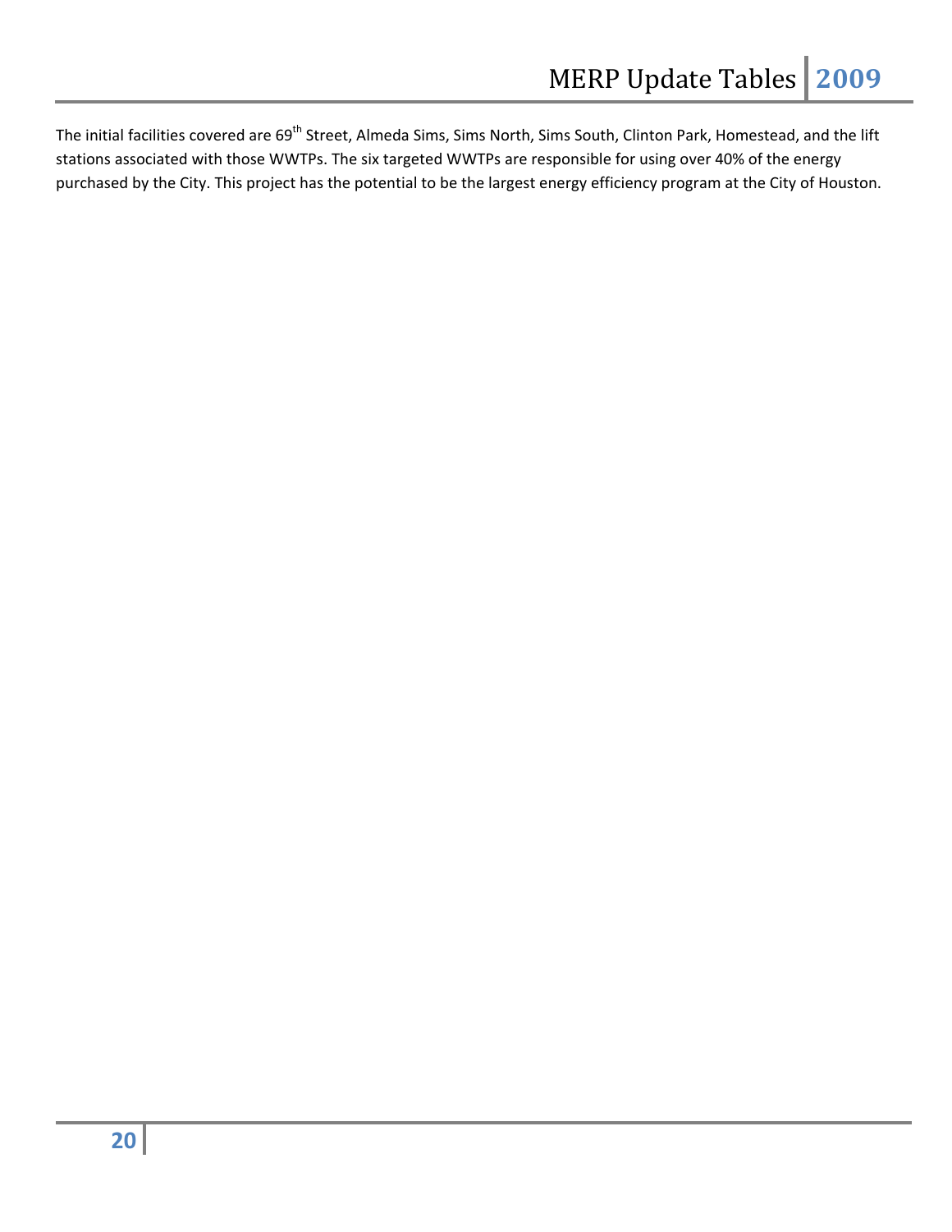The initial facilities covered are 69th Street, Almeda Sims, Sims North, Sims South, Clinton Park, Homestead, and the lift stations associated with those WWTPs. The six targeted WWTPs are responsible for using over 40% of the energy purchased by the City. This project has the potential to be the largest energy efficiency program at the City of Houston.